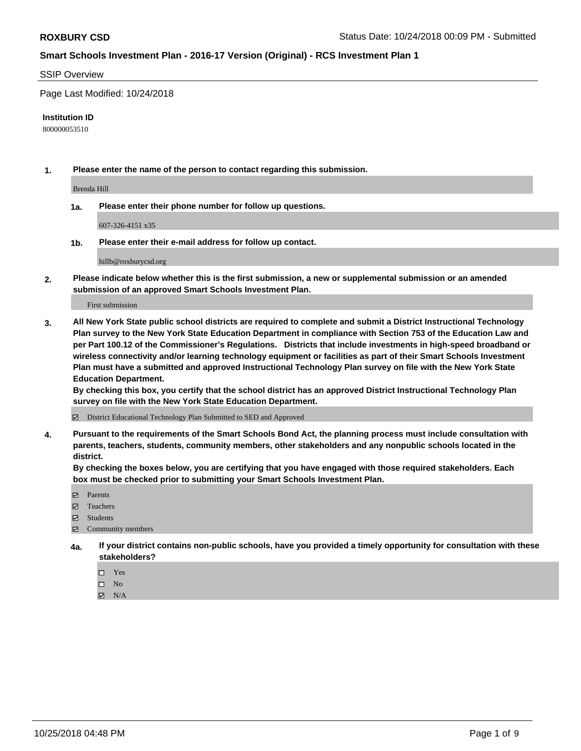**ROXBURY CSD** Status Date: 10/24/2018 00:09 PM - Submitted

**Smart Schools Investment Plan - 2016-17 Version (Original) - RCS Investment Plan 1**

SSIP Overview

Page Last Modified: 10/24/2018

**Institution ID**

800000053510

**1. Please enter the name of the person to contact regarding this submission.**

Brenda Hill

**1a. Please enter their phone number for follow up questions.**

607-326-4151 x35

**1b. Please enter their e-mail address for follow up contact.**

hillb@roxburycsd.org

**2. Please indicate below whether this is the first submission, a new or supplemental submission or an amended submission of an approved Smart Schools Investment Plan.**

First submission

**3. All New York State public school districts are required to complete and submit a District Instructional Technology Plan survey to the New York State Education Department in compliance with Section 753 of the Education Law and per Part 100.12 of the Commissioner's Regulations. Districts that include investments in high-speed broadband or wireless connectivity and/or learning technology equipment or facilities as part of their Smart Schools Investment Plan must have a submitted and approved Instructional Technology Plan survey on file with the New York State Education Department.**
**By checking this box, you certify that the school district has an approved District Instructional Technology Plan survey on file with the New York State Education Department.**

☑ District Educational Technology Plan Submitted to SED and Approved

**4. Pursuant to the requirements of the Smart Schools Bond Act, the planning process must include consultation with parents, teachers, students, community members, other stakeholders and any nonpublic schools located in the district.**
**By checking the boxes below, you are certifying that you have engaged with those required stakeholders. Each box must be checked prior to submitting your Smart Schools Investment Plan.**

☑ Parents
☑ Teachers
☑ Students
☑ Community members

**4a. If your district contains non-public schools, have you provided a timely opportunity for consultation with these stakeholders?**

☐ Yes
☐ No
☑ N/A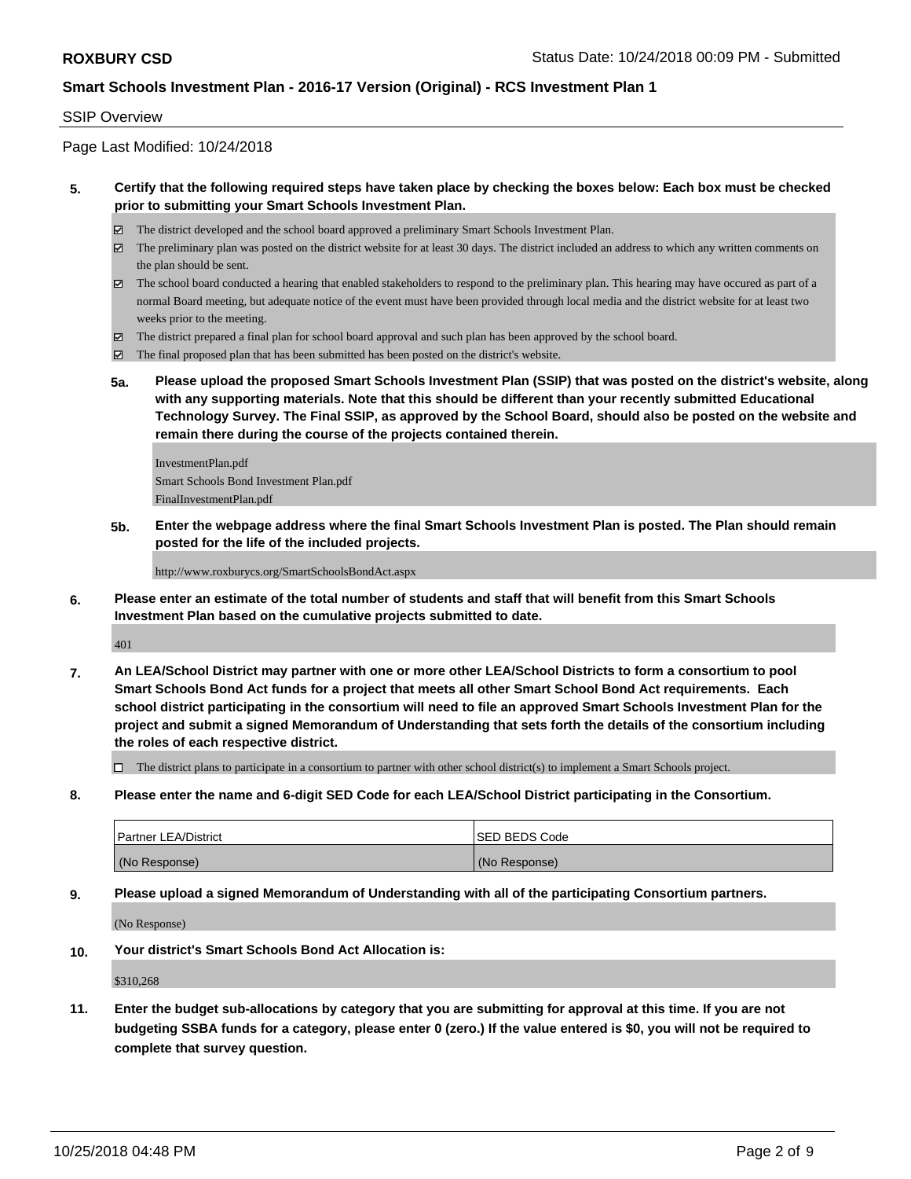SSIP Overview

Page Last Modified: 10/24/2018

**5. Certify that the following required steps have taken place by checking the boxes below: Each box must be checked prior to submitting your Smart Schools Investment Plan.**

- ☑ The district developed and the school board approved a preliminary Smart Schools Investment Plan.
- ☑ The preliminary plan was posted on the district website for at least 30 days. The district included an address to which any written comments on the plan should be sent.
- ☑ The school board conducted a hearing that enabled stakeholders to respond to the preliminary plan. This hearing may have occured as part of a normal Board meeting, but adequate notice of the event must have been provided through local media and the district website for at least two weeks prior to the meeting.
- ☑ The district prepared a final plan for school board approval and such plan has been approved by the school board.
- ☑ The final proposed plan that has been submitted has been posted on the district's website.

**5a. Please upload the proposed Smart Schools Investment Plan (SSIP) that was posted on the district's website, along with any supporting materials. Note that this should be different than your recently submitted Educational Technology Survey. The Final SSIP, as approved by the School Board, should also be posted on the website and remain there during the course of the projects contained therein.**

InvestmentPlan.pdf
Smart Schools Bond Investment Plan.pdf
FinalInvestmentPlan.pdf

**5b. Enter the webpage address where the final Smart Schools Investment Plan is posted. The Plan should remain posted for the life of the included projects.**

http://www.roxburycs.org/SmartSchoolsBondAct.aspx

**6. Please enter an estimate of the total number of students and staff that will benefit from this Smart Schools Investment Plan based on the cumulative projects submitted to date.**

401

**7. An LEA/School District may partner with one or more other LEA/School Districts to form a consortium to pool Smart Schools Bond Act funds for a project that meets all other Smart School Bond Act requirements. Each school district participating in the consortium will need to file an approved Smart Schools Investment Plan for the project and submit a signed Memorandum of Understanding that sets forth the details of the consortium including the roles of each respective district.**

- ☐ The district plans to participate in a consortium to partner with other school district(s) to implement a Smart Schools project.

**8. Please enter the name and 6-digit SED Code for each LEA/School District participating in the Consortium.**

| Partner LEA/District | SED BEDS Code |
| --- | --- |
| (No Response) | (No Response) |

**9. Please upload a signed Memorandum of Understanding with all of the participating Consortium partners.**

(No Response)

**10. Your district's Smart Schools Bond Act Allocation is:**

$310,268

**11. Enter the budget sub-allocations by category that you are submitting for approval at this time. If you are not budgeting SSBA funds for a category, please enter 0 (zero.) If the value entered is $0, you will not be required to complete that survey question.**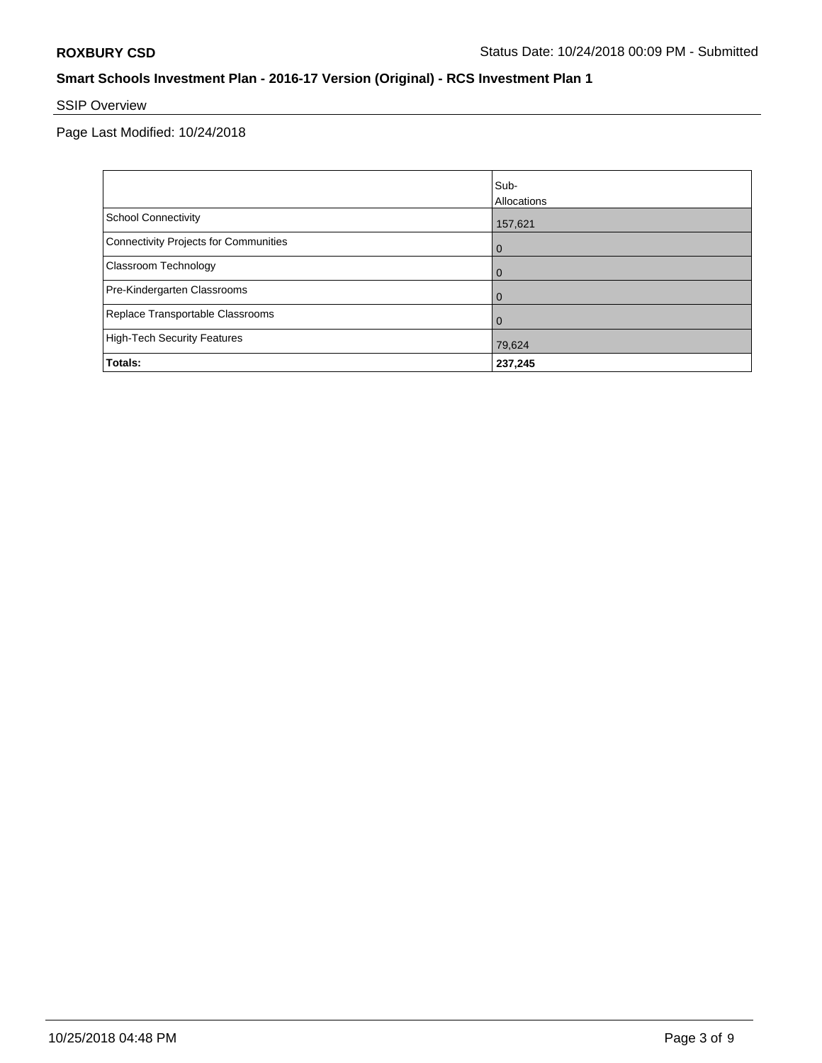**ROXBURY CSD**

Status Date: 10/24/2018 00:09 PM - Submitted

## Smart Schools Investment Plan - 2016-17 Version (Original) - RCS Investment Plan 1

### SSIP Overview

Page Last Modified: 10/24/2018

| | Sub-Allocations |
|---|---|
| School Connectivity | 157,621 |
| Connectivity Projects for Communities | 0 |
| Classroom Technology | 0 |
| Pre-Kindergarten Classrooms | 0 |
| Replace Transportable Classrooms | 0 |
| High-Tech Security Features | 79,624 |
| **Totals:** | **237,245** |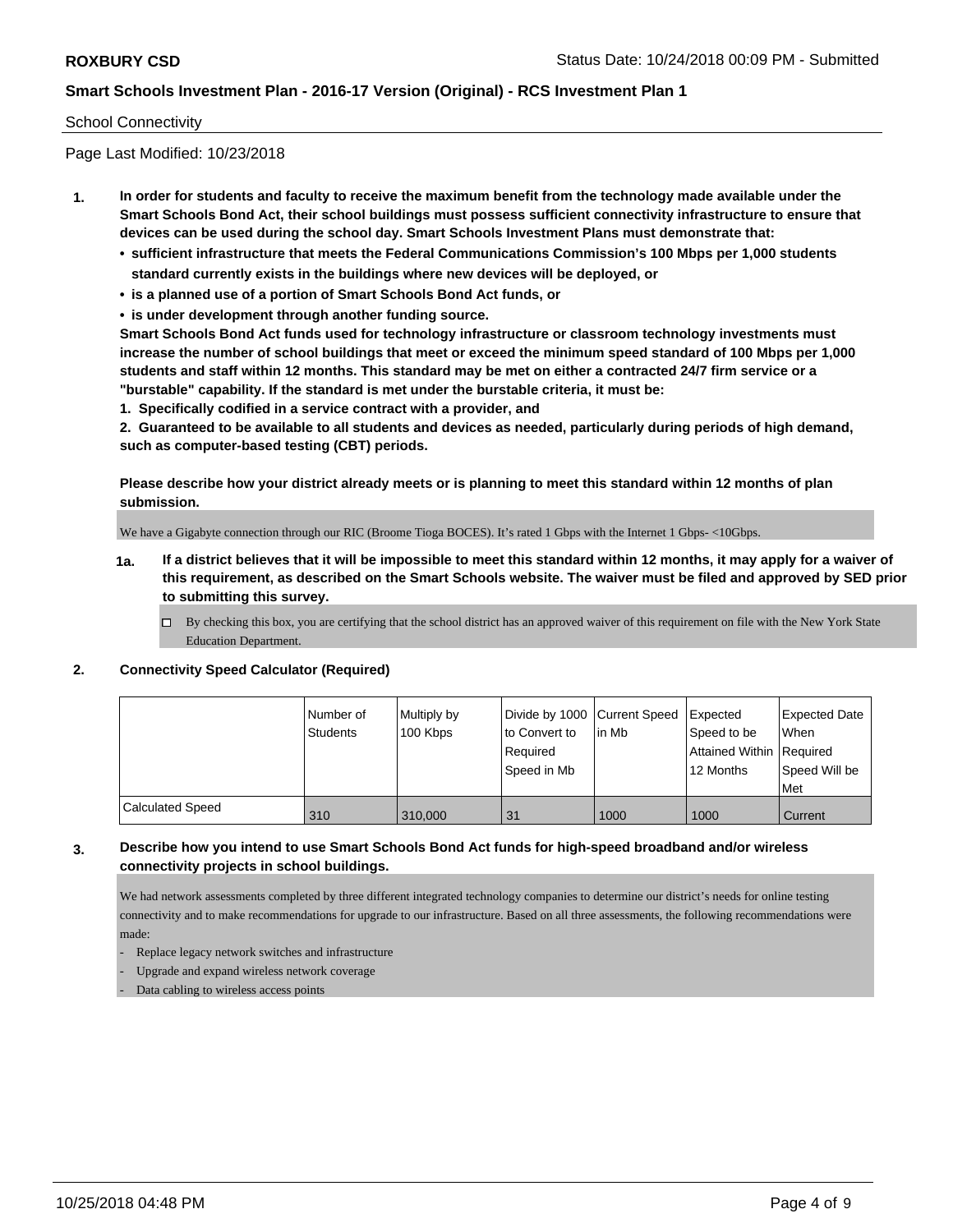School Connectivity

Page Last Modified: 10/23/2018

**1. In order for students and faculty to receive the maximum benefit from the technology made available under the Smart Schools Bond Act, their school buildings must possess sufficient connectivity infrastructure to ensure that devices can be used during the school day. Smart Schools Investment Plans must demonstrate that:**

- **sufficient infrastructure that meets the Federal Communications Commission's 100 Mbps per 1,000 students standard currently exists in the buildings where new devices will be deployed, or**
- **is a planned use of a portion of Smart Schools Bond Act funds, or**
- **is under development through another funding source.**

**Smart Schools Bond Act funds used for technology infrastructure or classroom technology investments must increase the number of school buildings that meet or exceed the minimum speed standard of 100 Mbps per 1,000 students and staff within 12 months. This standard may be met on either a contracted 24/7 firm service or a "burstable" capability. If the standard is met under the burstable criteria, it must be:**

**1. Specifically codified in a service contract with a provider, and**

**2. Guaranteed to be available to all students and devices as needed, particularly during periods of high demand, such as computer-based testing (CBT) periods.**

**Please describe how your district already meets or is planning to meet this standard within 12 months of plan submission.**

We have a Gigabyte connection through our RIC (Broome Tioga BOCES). It's rated 1 Gbps with the Internet 1 Gbps- <10Gbps.

**1a. If a district believes that it will be impossible to meet this standard within 12 months, it may apply for a waiver of this requirement, as described on the Smart Schools website. The waiver must be filed and approved by SED prior to submitting this survey.**

☐ By checking this box, you are certifying that the school district has an approved waiver of this requirement on file with the New York State Education Department.

**2. Connectivity Speed Calculator (Required)**

| | Number of Students | Multiply by 100 Kbps | Divide by 1000 to Convert to Required Speed in Mb | Current Speed in Mb | Expected Speed to be Attained Within 12 Months | Expected Date When Required Speed Will be Met |
|---|---|---|---|---|---|---|
| Calculated Speed | 310 | 310,000 | 31 | 1000 | 1000 | Current |

**3. Describe how you intend to use Smart Schools Bond Act funds for high-speed broadband and/or wireless connectivity projects in school buildings.**

We had network assessments completed by three different integrated technology companies to determine our district's needs for online testing connectivity and to make recommendations for upgrade to our infrastructure. Based on all three assessments, the following recommendations were made:

- Replace legacy network switches and infrastructure
- Upgrade and expand wireless network coverage
- Data cabling to wireless access points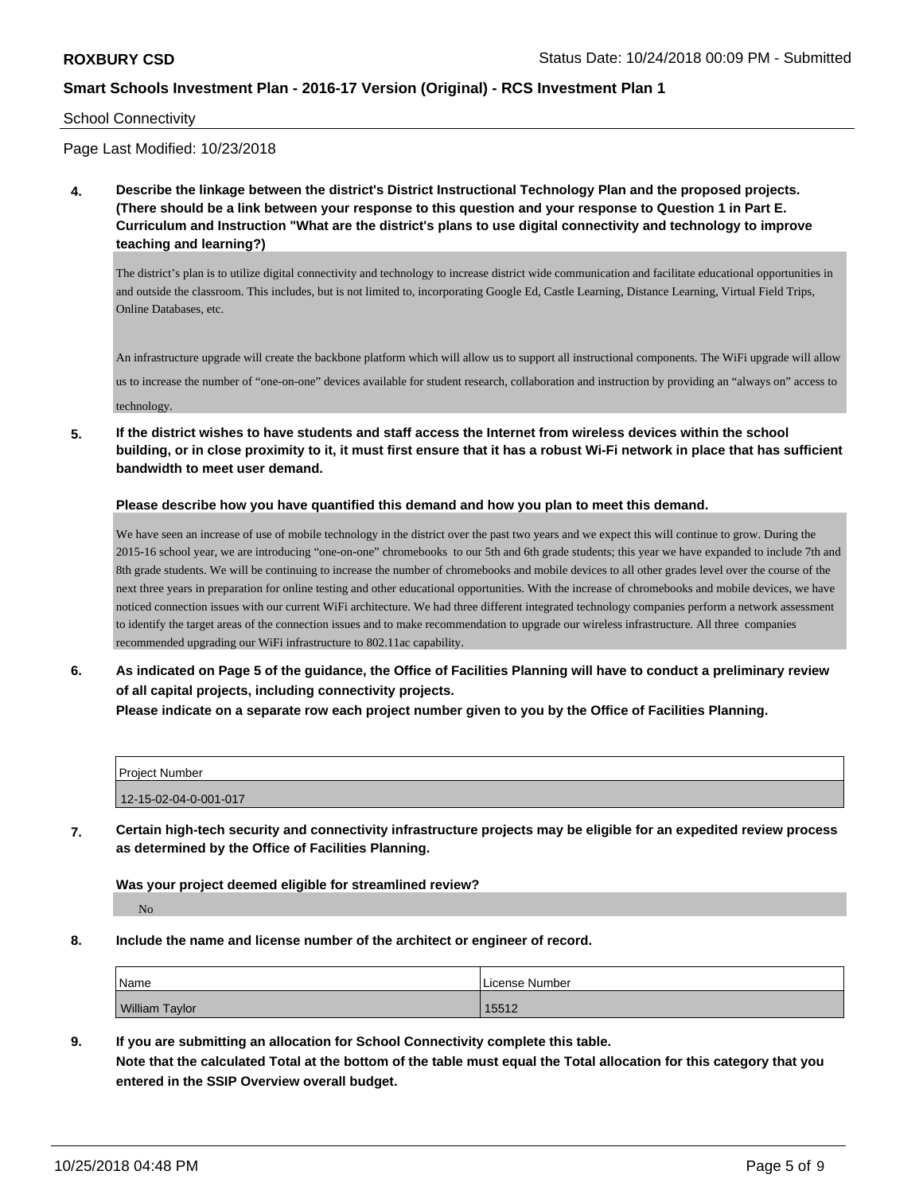School Connectivity

Page Last Modified: 10/23/2018

**4. Describe the linkage between the district's District Instructional Technology Plan and the proposed projects. (There should be a link between your response to this question and your response to Question 1 in Part E. Curriculum and Instruction "What are the district's plans to use digital connectivity and technology to improve teaching and learning?)**

The district's plan is to utilize digital connectivity and technology to increase district wide communication and facilitate educational opportunities in and outside the classroom. This includes, but is not limited to, incorporating Google Ed, Castle Learning, Distance Learning, Virtual Field Trips, Online Databases, etc.

An infrastructure upgrade will create the backbone platform which will allow us to support all instructional components. The WiFi upgrade will allow us to increase the number of "one-on-one" devices available for student research, collaboration and instruction by providing an "always on" access to technology.

**5. If the district wishes to have students and staff access the Internet from wireless devices within the school building, or in close proximity to it, it must first ensure that it has a robust Wi-Fi network in place that has sufficient bandwidth to meet user demand.**

**Please describe how you have quantified this demand and how you plan to meet this demand.**

We have seen an increase of use of mobile technology in the district over the past two years and we expect this will continue to grow. During the 2015-16 school year, we are introducing "one-on-one" chromebooks to our 5th and 6th grade students; this year we have expanded to include 7th and 8th grade students. We will be continuing to increase the number of chromebooks and mobile devices to all other grades level over the course of the next three years in preparation for online testing and other educational opportunities. With the increase of chromebooks and mobile devices, we have noticed connection issues with our current WiFi architecture. We had three different integrated technology companies perform a network assessment to identify the target areas of the connection issues and to make recommendation to upgrade our wireless infrastructure. All three companies recommended upgrading our WiFi infrastructure to 802.11ac capability.

**6. As indicated on Page 5 of the guidance, the Office of Facilities Planning will have to conduct a preliminary review of all capital projects, including connectivity projects.**
**Please indicate on a separate row each project number given to you by the Office of Facilities Planning.**

| Project Number |
| --- |
| 12-15-02-04-0-001-017 |

**7. Certain high-tech security and connectivity infrastructure projects may be eligible for an expedited review process as determined by the Office of Facilities Planning.**

**Was your project deemed eligible for streamlined review?**

No

**8. Include the name and license number of the architect or engineer of record.**

| Name | License Number |
| --- | --- |
| William Taylor | 15512 |

**9. If you are submitting an allocation for School Connectivity complete this table.**
**Note that the calculated Total at the bottom of the table must equal the Total allocation for this category that you entered in the SSIP Overview overall budget.**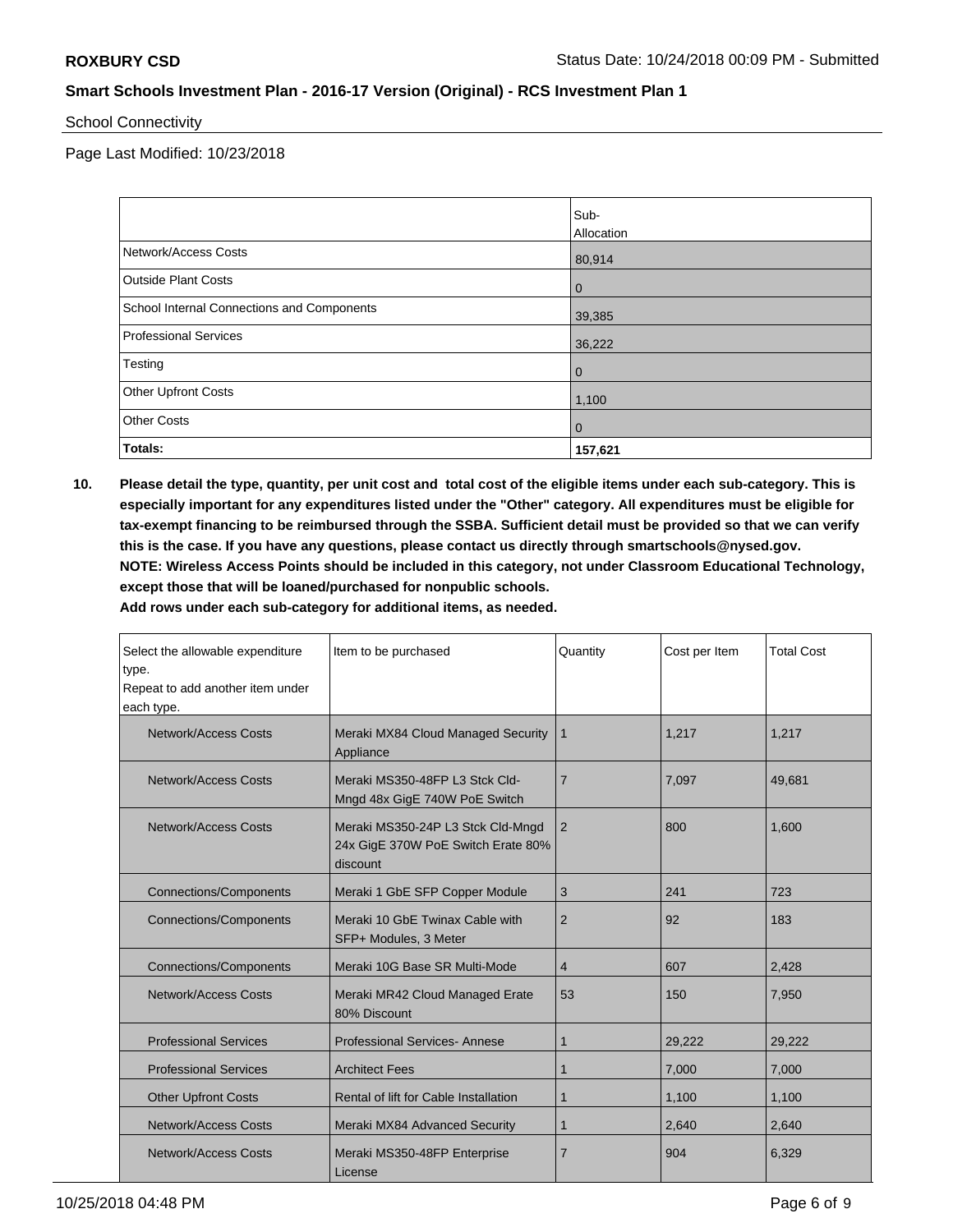School Connectivity

Page Last Modified: 10/23/2018

| | Sub-Allocation |
|---|---|
| Network/Access Costs | 80,914 |
| Outside Plant Costs | 0 |
| School Internal Connections and Components | 39,385 |
| Professional Services | 36,222 |
| Testing | 0 |
| Other Upfront Costs | 1,100 |
| Other Costs | 0 |
| **Totals:** | **157,621** |

**10. Please detail the type, quantity, per unit cost and total cost of the eligible items under each sub-category. This is especially important for any expenditures listed under the "Other" category. All expenditures must be eligible for tax-exempt financing to be reimbursed through the SSBA. Sufficient detail must be provided so that we can verify this is the case. If you have any questions, please contact us directly through smartschools@nysed.gov. NOTE: Wireless Access Points should be included in this category, not under Classroom Educational Technology, except those that will be loaned/purchased for nonpublic schools. Add rows under each sub-category for additional items, as needed.**

| Select the allowable expenditure type. Repeat to add another item under each type. | Item to be purchased | Quantity | Cost per Item | Total Cost |
|---|---|---|---|---|
| Network/Access Costs | Meraki MX84 Cloud Managed Security Appliance | 1 | 1,217 | 1,217 |
| Network/Access Costs | Meraki MS350-48FP L3 Stck Cld-Mngd 48x GigE 740W PoE Switch | 7 | 7,097 | 49,681 |
| Network/Access Costs | Meraki MS350-24P L3 Stck Cld-Mngd 24x GigE 370W PoE Switch Erate 80% discount | 2 | 800 | 1,600 |
| Connections/Components | Meraki 1 GbE SFP Copper Module | 3 | 241 | 723 |
| Connections/Components | Meraki 10 GbE Twinax Cable with SFP+ Modules, 3 Meter | 2 | 92 | 183 |
| Connections/Components | Meraki 10G Base SR Multi-Mode | 4 | 607 | 2,428 |
| Network/Access Costs | Meraki MR42 Cloud Managed Erate 80% Discount | 53 | 150 | 7,950 |
| Professional Services | Professional Services- Annese | 1 | 29,222 | 29,222 |
| Professional Services | Architect Fees | 1 | 7,000 | 7,000 |
| Other Upfront Costs | Rental of lift for Cable Installation | 1 | 1,100 | 1,100 |
| Network/Access Costs | Meraki MX84 Advanced Security | 1 | 2,640 | 2,640 |
| Network/Access Costs | Meraki MS350-48FP Enterprise License | 7 | 904 | 6,329 |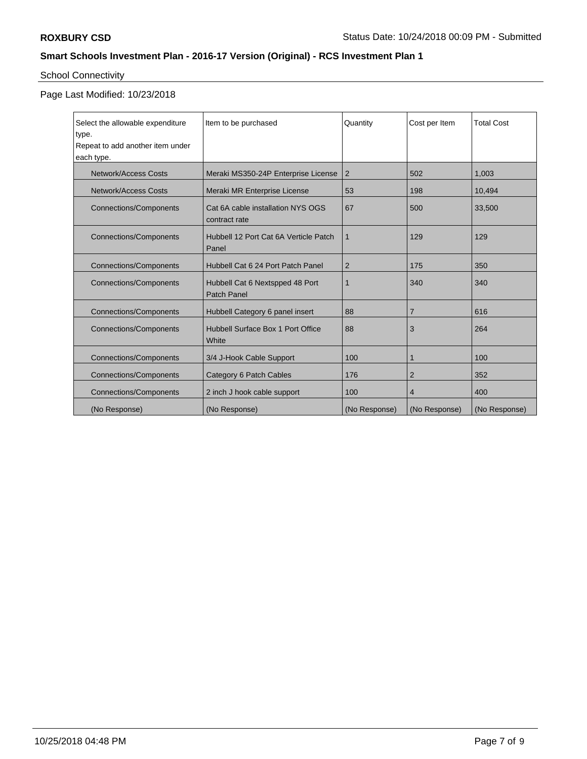School Connectivity

Page Last Modified: 10/23/2018

| Select the allowable expenditure type. Repeat to add another item under each type. | Item to be purchased | Quantity | Cost per Item | Total Cost |
|---|---|---|---|---|
| Network/Access Costs | Meraki MS350-24P Enterprise License | 2 | 502 | 1,003 |
| Network/Access Costs | Meraki MR Enterprise License | 53 | 198 | 10,494 |
| Connections/Components | Cat 6A cable installation NYS OGS contract rate | 67 | 500 | 33,500 |
| Connections/Components | Hubbell 12 Port Cat 6A Verticle Patch Panel | 1 | 129 | 129 |
| Connections/Components | Hubbell Cat 6 24 Port Patch Panel | 2 | 175 | 350 |
| Connections/Components | Hubbell Cat 6 Nextspped 48 Port Patch Panel | 1 | 340 | 340 |
| Connections/Components | Hubbell Category 6 panel insert | 88 | 7 | 616 |
| Connections/Components | Hubbell Surface Box 1 Port Office White | 88 | 3 | 264 |
| Connections/Components | 3/4 J-Hook Cable Support | 100 | 1 | 100 |
| Connections/Components | Category 6 Patch Cables | 176 | 2 | 352 |
| Connections/Components | 2 inch J hook cable support | 100 | 4 | 400 |
| (No Response) | (No Response) | (No Response) | (No Response) | (No Response) |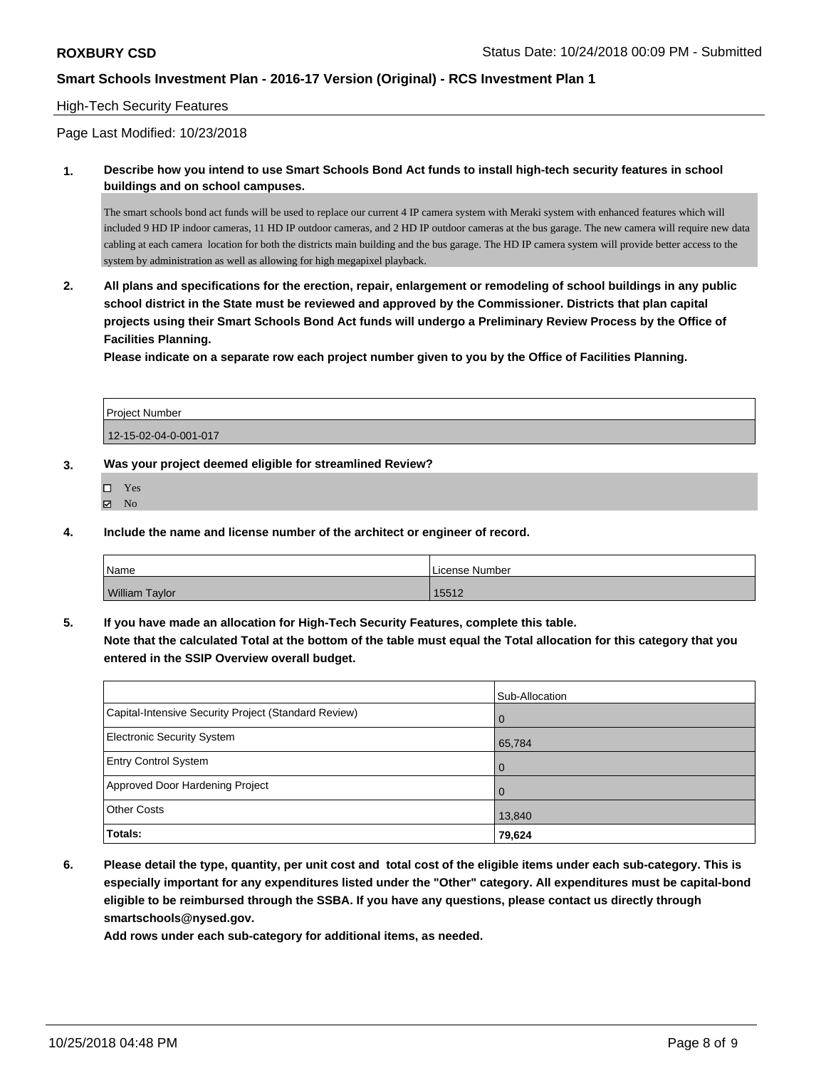High-Tech Security Features

Page Last Modified: 10/23/2018

**1. Describe how you intend to use Smart Schools Bond Act funds to install high-tech security features in school buildings and on school campuses.**

The smart schools bond act funds will be used to replace our current 4 IP camera system with Meraki system with enhanced features which will included 9 HD IP indoor cameras, 11 HD IP outdoor cameras, and 2 HD IP outdoor cameras at the bus garage. The new camera will require new data cabling at each camera location for both the districts main building and the bus garage. The HD IP camera system will provide better access to the system by administration as well as allowing for high megapixel playback.

**2. All plans and specifications for the erection, repair, enlargement or remodeling of school buildings in any public school district in the State must be reviewed and approved by the Commissioner. Districts that plan capital projects using their Smart Schools Bond Act funds will undergo a Preliminary Review Process by the Office of Facilities Planning.**
**Please indicate on a separate row each project number given to you by the Office of Facilities Planning.**

| Project Number |
| --- |
| 12-15-02-04-0-001-017 |

**3. Was your project deemed eligible for streamlined Review?**

- ☐ Yes
- ☑ No

**4. Include the name and license number of the architect or engineer of record.**

| Name | License Number |
| --- | --- |
| William Taylor | 15512 |

**5. If you have made an allocation for High-Tech Security Features, complete this table.**
**Note that the calculated Total at the bottom of the table must equal the Total allocation for this category that you entered in the SSIP Overview overall budget.**

| | Sub-Allocation |
| --- | --- |
| Capital-Intensive Security Project (Standard Review) | 0 |
| Electronic Security System | 65,784 |
| Entry Control System | 0 |
| Approved Door Hardening Project | 0 |
| Other Costs | 13,840 |
| **Totals:** | **79,624** |

**6. Please detail the type, quantity, per unit cost and total cost of the eligible items under each sub-category. This is especially important for any expenditures listed under the "Other" category. All expenditures must be capital-bond eligible to be reimbursed through the SSBA. If you have any questions, please contact us directly through smartschools@nysed.gov.**
**Add rows under each sub-category for additional items, as needed.**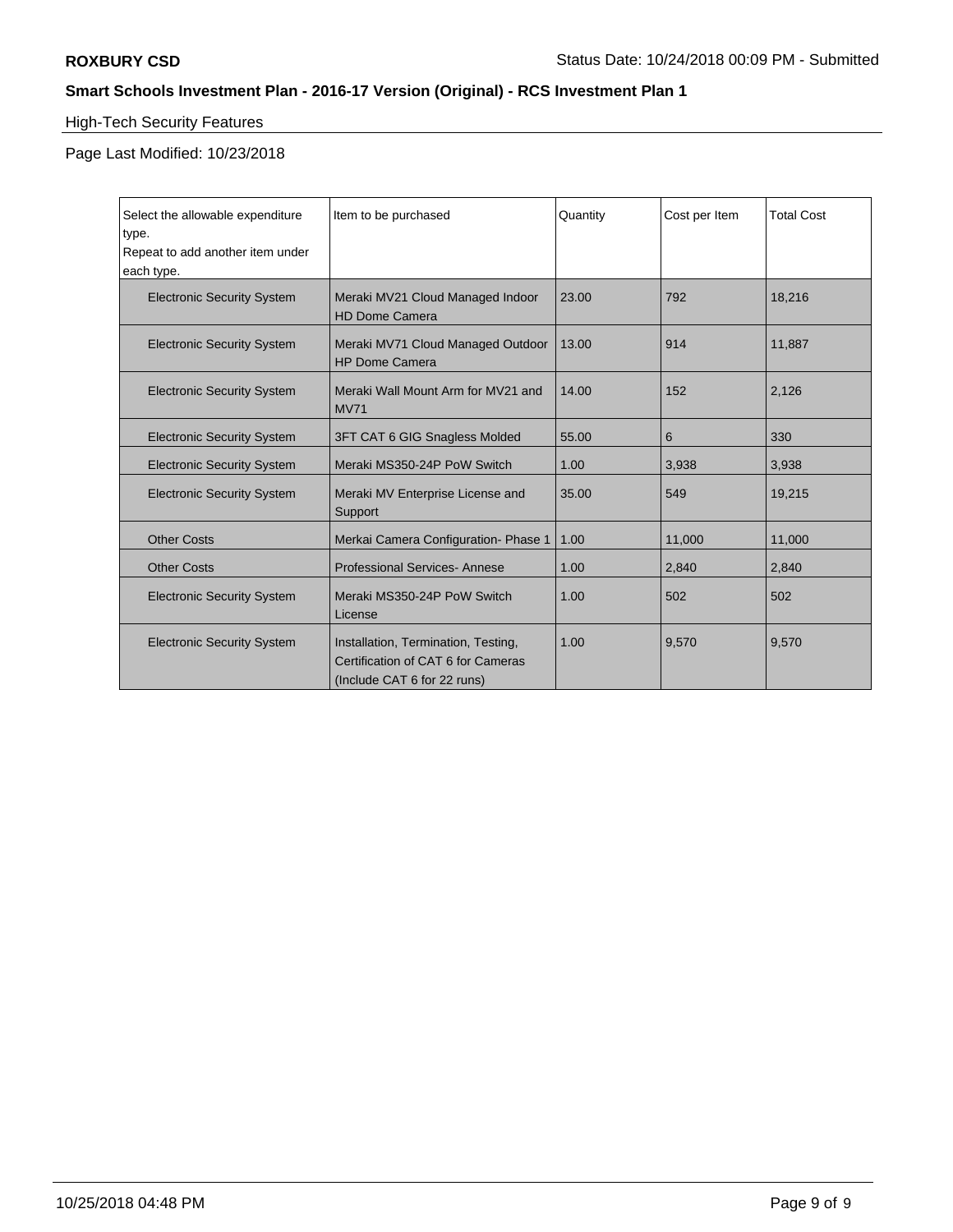## High-Tech Security Features

Page Last Modified: 10/23/2018

| Select the allowable expenditure type. Repeat to add another item under each type. | Item to be purchased | Quantity | Cost per Item | Total Cost |
|---|---|---|---|---|
| Electronic Security System | Meraki MV21 Cloud Managed Indoor HD Dome Camera | 23.00 | 792 | 18,216 |
| Electronic Security System | Meraki MV71 Cloud Managed Outdoor HP Dome Camera | 13.00 | 914 | 11,887 |
| Electronic Security System | Meraki Wall Mount Arm for MV21 and MV71 | 14.00 | 152 | 2,126 |
| Electronic Security System | 3FT CAT 6 GIG Snagless Molded | 55.00 | 6 | 330 |
| Electronic Security System | Meraki MS350-24P PoW Switch | 1.00 | 3,938 | 3,938 |
| Electronic Security System | Meraki MV Enterprise License and Support | 35.00 | 549 | 19,215 |
| Other Costs | Merkai Camera Configuration- Phase 1 | 1.00 | 11,000 | 11,000 |
| Other Costs | Professional Services- Annese | 1.00 | 2,840 | 2,840 |
| Electronic Security System | Meraki MS350-24P PoW Switch License | 1.00 | 502 | 502 |
| Electronic Security System | Installation, Termination, Testing, Certification of CAT 6 for Cameras (Include CAT 6 for 22 runs) | 1.00 | 9,570 | 9,570 |